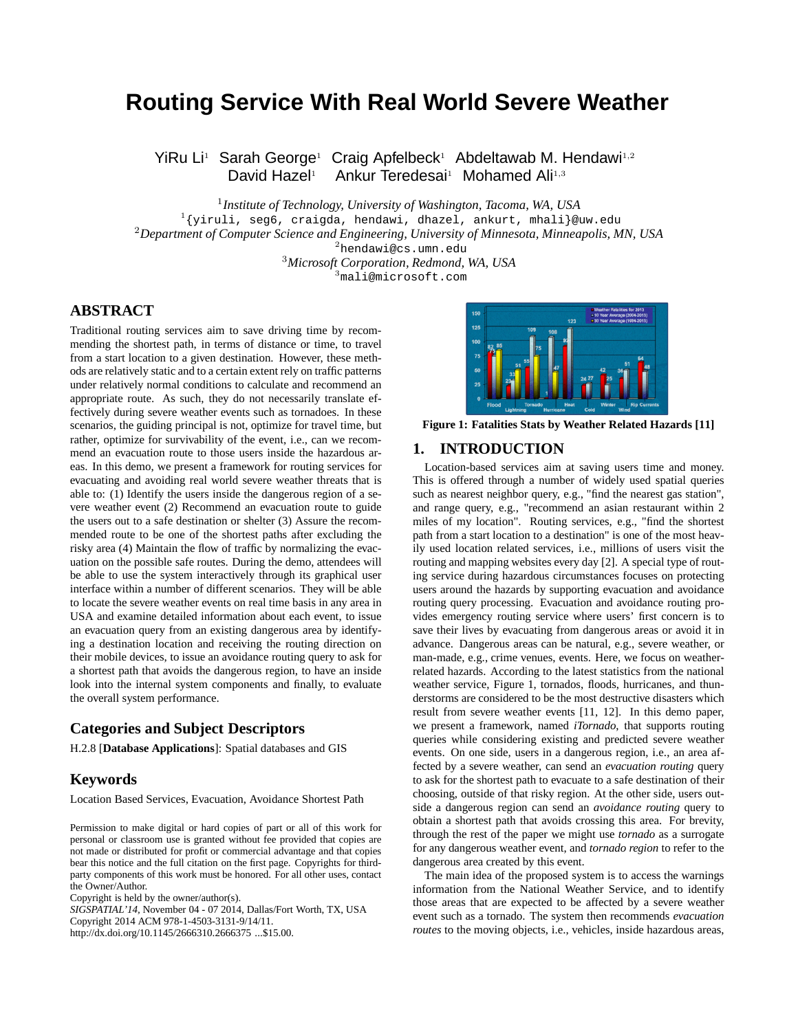# Routing Service With Real World Severe Weather

YiRu Li[1] Sarah George[1] Craig Apfelbeck[1] Abdeltawab M. Hendawi[1,2]
David Hazel[1] Ankur Teredesai[1] Mohamed Ali[1,3]

[1] *Institute of Technology, University of Washington, Tacoma, WA, USA*
[1] {yiruli, seg6, craigda, hendawi, dhazel, ankurt, mhali}@uw.edu
[2] *Department of Computer Science and Engineering, University of Minnesota, Minneapolis, MN, USA*
[2] hendawi@cs.umn.edu
[3] *Microsoft Corporation, Redmond, WA, USA*
[3] mali@microsoft.com

## ABSTRACT

Traditional routing services aim to save driving time by recommending the shortest path, in terms of distance or time, to travel from a start location to a given destination. However, these methods are relatively static and to a certain extent rely on traffic patterns under relatively normal conditions to calculate and recommend an appropriate route. As such, they do not necessarily translate effectively during severe weather events such as tornadoes. In these scenarios, the guiding principal is not, optimize for travel time, but rather, optimize for survivability of the event, i.e., can we recommend an evacuation route to those users inside the hazardous areas. In this demo, we present a framework for routing services for evacuating and avoiding real world severe weather threats that is able to: (1) Identify the users inside the dangerous region of a severe weather event (2) Recommend an evacuation route to guide the users out to a safe destination or shelter (3) Assure the recommended route to be one of the shortest paths after excluding the risky area (4) Maintain the flow of traffic by normalizing the evacuation on the possible safe routes. During the demo, attendees will be able to use the system interactively through its graphical user interface within a number of different scenarios. They will be able to locate the severe weather events on real time basis in any area in USA and examine detailed information about each event, to issue an evacuation query from an existing dangerous area by identifying a destination location and receiving the routing direction on their mobile devices, to issue an avoidance routing query to ask for a shortest path that avoids the dangerous region, to have an inside look into the internal system components and finally, to evaluate the overall system performance.

## Categories and Subject Descriptors

H.2.8 [**Database Applications**]: Spatial databases and GIS

## Keywords

Location Based Services, Evacuation, Avoidance Shortest Path

Permission to make digital or hard copies of part or all of this work for personal or classroom use is granted without fee provided that copies are not made or distributed for profit or commercial advantage and that copies bear this notice and the full citation on the first page. Copyrights for third-party components of this work must be honored. For all other uses, contact the Owner/Author.
Copyright is held by the owner/author(s).
*SIGSPATIAL'14*, November 04 - 07 2014, Dallas/Fort Worth, TX, USA
Copyright 2014 ACM 978-1-4503-3131-9/14/11.
http://dx.doi.org/10.1145/2666310.2666375 ...$15.00.

**Figure 1: Fatalities Stats by Weather Related Hazards [11]**

## 1. INTRODUCTION

Location-based services aim at saving users time and money. This is offered through a number of widely used spatial queries such as nearest neighbor query, e.g., "find the nearest gas station", and range query, e.g., "recommend an asian restaurant within 2 miles of my location". Routing services, e.g., "find the shortest path from a start location to a destination" is one of the most heavily used location related services, i.e., millions of users visit the routing and mapping websites every day [2]. A special type of routing service during hazardous circumstances focuses on protecting users around the hazards by supporting evacuation and avoidance routing query processing. Evacuation and avoidance routing provides emergency routing service where users' first concern is to save their lives by evacuating from dangerous areas or avoid it in advance. Dangerous areas can be natural, e.g., severe weather, or man-made, e.g., crime venues, events. Here, we focus on weather-related hazards. According to the latest statistics from the national weather service, Figure 1, tornados, floods, hurricanes, and thunderstorms are considered to be the most destructive disasters which result from severe weather events [11, 12]. In this demo paper, we present a framework, named *iTornado*, that supports routing queries while considering existing and predicted severe weather events. On one side, users in a dangerous region, i.e., an area affected by a severe weather, can send an *evacuation routing* query to ask for the shortest path to evacuate to a safe destination of their choosing, outside of that risky region. At the other side, users outside a dangerous region can send an *avoidance routing* query to obtain a shortest path that avoids crossing this area. For brevity, through the rest of the paper we might use *tornado* as a surrogate for any dangerous weather event, and *tornado region* to refer to the dangerous area created by this event.

The main idea of the proposed system is to access the warnings information from the National Weather Service, and to identify those areas that are expected to be affected by a severe weather event such as a tornado. The system then recommends *evacuation routes* to the moving objects, i.e., vehicles, inside hazardous areas,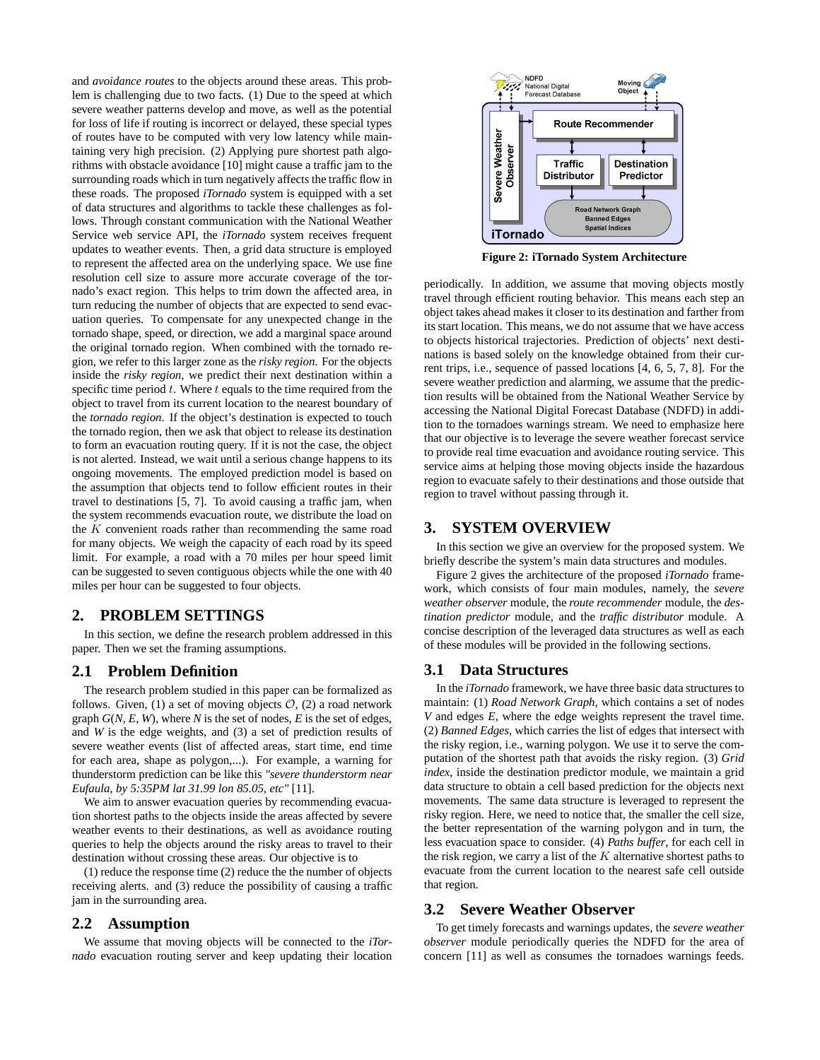and *avoidance routes* to the objects around these areas. This problem is challenging due to two facts. (1) Due to the speed at which severe weather patterns develop and move, as well as the potential for loss of life if routing is incorrect or delayed, these special types of routes have to be computed with very low latency while maintaining very high precision. (2) Applying pure shortest path algorithms with obstacle avoidance [10] might cause a traffic jam to the surrounding roads which in turn negatively affects the traffic flow in these roads. The proposed *iTornado* system is equipped with a set of data structures and algorithms to tackle these challenges as follows. Through constant communication with the National Weather Service web service API, the *iTornado* system receives frequent updates to weather events. Then, a grid data structure is employed to represent the affected area on the underlying space. We use fine resolution cell size to assure more accurate coverage of the tornado's exact region. This helps to trim down the affected area, in turn reducing the number of objects that are expected to send evacuation queries. To compensate for any unexpected change in the tornado shape, speed, or direction, we add a marginal space around the original tornado region. When combined with the tornado region, we refer to this larger zone as the *risky region*. For the objects inside the *risky region*, we predict their next destination within a specific time period $t$. Where $t$ equals to the time required from the object to travel from its current location to the nearest boundary of the *tornado region*. If the object's destination is expected to touch the tornado region, then we ask that object to release its destination to form an evacuation routing query. If it is not the case, the object is not alerted. Instead, we wait until a serious change happens to its ongoing movements. The employed prediction model is based on the assumption that objects tend to follow efficient routes in their travel to destinations [5, 7]. To avoid causing a traffic jam, when the system recommends evacuation route, we distribute the load on the $K$ convenient roads rather than recommending the same road for many objects. We weigh the capacity of each road by its speed limit. For example, a road with a 70 miles per hour speed limit can be suggested to seven contiguous objects while the one with 40 miles per hour can be suggested to four objects.

## 2. PROBLEM SETTINGS

In this section, we define the research problem addressed in this paper. Then we set the framing assumptions.

### 2.1 Problem Definition

The research problem studied in this paper can be formalized as follows. Given, (1) a set of moving objects $\mathcal{O}$, (2) a road network graph *G*(*N*, *E*, *W*), where *N* is the set of nodes, *E* is the set of edges, and *W* is the edge weights, and (3) a set of prediction results of severe weather events (list of affected areas, start time, end time for each area, shape as polygon,...). For example, a warning for thunderstorm prediction can be like this *"severe thunderstorm near Eufaula, by 5:35PM lat 31.99 lon 85.05, etc"* [11].

We aim to answer evacuation queries by recommending evacuation shortest paths to the objects inside the areas affected by severe weather events to their destinations, as well as avoidance routing queries to help the objects around the risky areas to travel to their destination without crossing these areas. Our objective is to

(1) reduce the response time (2) reduce the the number of objects receiving alerts. and (3) reduce the possibility of causing a traffic jam in the surrounding area.

### 2.2 Assumption

We assume that moving objects will be connected to the *iTornado* evacuation routing server and keep updating their location periodically. In addition, we assume that moving objects mostly travel through efficient routing behavior. This means each step an object takes ahead makes it closer to its destination and farther from its start location. This means, we do not assume that we have access to objects historical trajectories. Prediction of objects' next destinations is based solely on the knowledge obtained from their current trips, i.e., sequence of passed locations [4, 6, 5, 7, 8]. For the severe weather prediction and alarming, we assume that the prediction results will be obtained from the National Weather Service by accessing the National Digital Forecast Database (NDFD) in addition to the tornadoes warnings stream. We need to emphasize here that our objective is to leverage the severe weather forecast service to provide real time evacuation and avoidance routing service. This service aims at helping those moving objects inside the hazardous region to evacuate safely to their destinations and those outside that region to travel without passing through it.

NDFD
National Digital
Forecast Database
Moving
Object
Route Recommender
Severe Weather
Observer
Traffic
Distributor
Destination
Predictor
Road Network Graph
Banned Edges
Spatial Indices
iTornado

**Figure 2: iTornado System Architecture**

## 3. SYSTEM OVERVIEW

In this section we give an overview for the proposed system. We briefly describe the system's main data structures and modules.

Figure 2 gives the architecture of the proposed *iTornado* framework, which consists of four main modules, namely, the *severe weather observer* module, the *route recommender* module, the *destination predictor* module, and the *traffic distributor* module. A concise description of the leveraged data structures as well as each of these modules will be provided in the following sections.

### 3.1 Data Structures

In the *iTornado* framework, we have three basic data structures to maintain: (1) *Road Network Graph*, which contains a set of nodes *V* and edges *E*, where the edge weights represent the travel time. (2) *Banned Edges*, which carries the list of edges that intersect with the risky region, i.e., warning polygon. We use it to serve the computation of the shortest path that avoids the risky region. (3) *Grid index*, inside the destination predictor module, we maintain a grid data structure to obtain a cell based prediction for the objects next movements. The same data structure is leveraged to represent the risky region. Here, we need to notice that, the smaller the cell size, the better representation of the warning polygon and in turn, the less evacuation space to consider. (4) *Paths buffer*, for each cell in the risk region, we carry a list of the $K$ alternative shortest paths to evacuate from the current location to the nearest safe cell outside that region.

### 3.2 Severe Weather Observer

To get timely forecasts and warnings updates, the *severe weather observer* module periodically queries the NDFD for the area of concern [11] as well as consumes the tornadoes warnings feeds.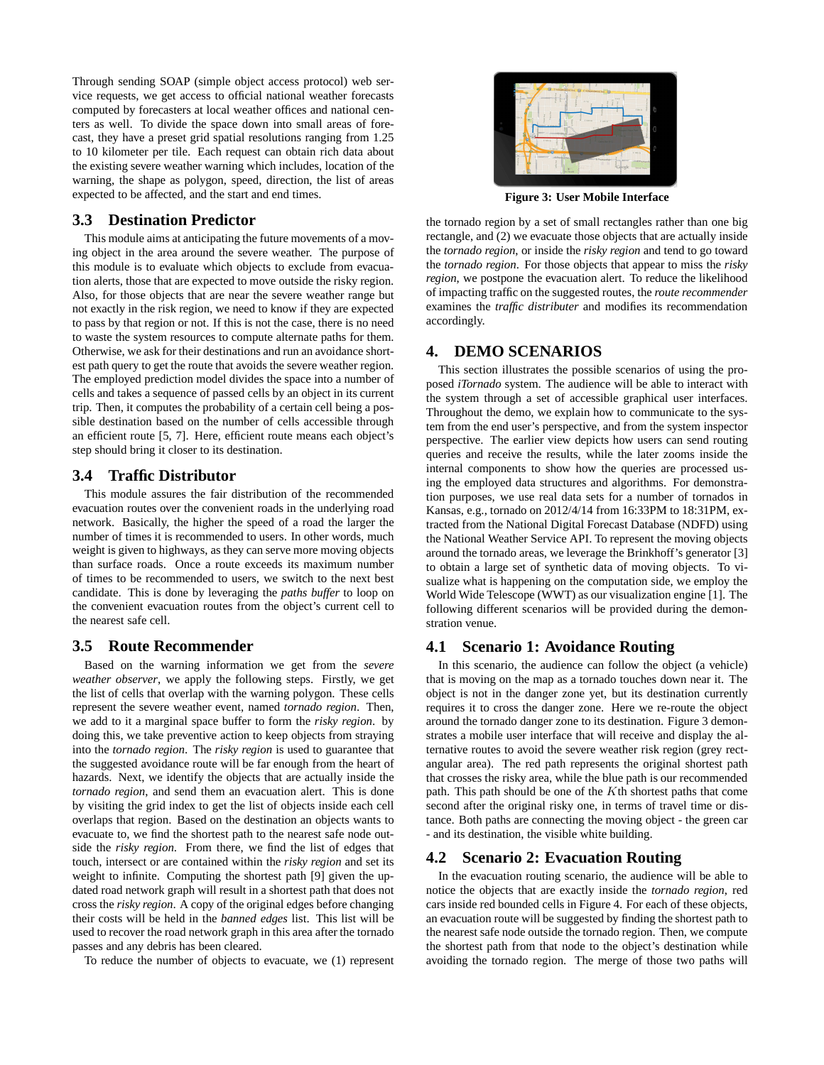Through sending SOAP (simple object access protocol) web service requests, we get access to official national weather forecasts computed by forecasters at local weather offices and national centers as well. To divide the space down into small areas of forecast, they have a preset grid spatial resolutions ranging from 1.25 to 10 kilometer per tile. Each request can obtain rich data about the existing severe weather warning which includes, location of the warning, the shape as polygon, speed, direction, the list of areas expected to be affected, and the start and end times.

## 3.3 Destination Predictor

This module aims at anticipating the future movements of a moving object in the area around the severe weather. The purpose of this module is to evaluate which objects to exclude from evacuation alerts, those that are expected to move outside the risky region. Also, for those objects that are near the severe weather range but not exactly in the risk region, we need to know if they are expected to pass by that region or not. If this is not the case, there is no need to waste the system resources to compute alternate paths for them. Otherwise, we ask for their destinations and run an avoidance shortest path query to get the route that avoids the severe weather region. The employed prediction model divides the space into a number of cells and takes a sequence of passed cells by an object in its current trip. Then, it computes the probability of a certain cell being a possible destination based on the number of cells accessible through an efficient route [5, 7]. Here, efficient route means each object's step should bring it closer to its destination.

## 3.4 Traffic Distributor

This module assures the fair distribution of the recommended evacuation routes over the convenient roads in the underlying road network. Basically, the higher the speed of a road the larger the number of times it is recommended to users. In other words, much weight is given to highways, as they can serve more moving objects than surface roads. Once a route exceeds its maximum number of times to be recommended to users, we switch to the next best candidate. This is done by leveraging the *paths buffer* to loop on the convenient evacuation routes from the object's current cell to the nearest safe cell.

## 3.5 Route Recommender

Based on the warning information we get from the *severe weather observer*, we apply the following steps. Firstly, we get the list of cells that overlap with the warning polygon. These cells represent the severe weather event, named *tornado region*. Then, we add to it a marginal space buffer to form the *risky region*. by doing this, we take preventive action to keep objects from straying into the *tornado region*. The *risky region* is used to guarantee that the suggested avoidance route will be far enough from the heart of hazards. Next, we identify the objects that are actually inside the *tornado region*, and send them an evacuation alert. This is done by visiting the grid index to get the list of objects inside each cell overlaps that region. Based on the destination an objects wants to evacuate to, we find the shortest path to the nearest safe node outside the *risky region*. From there, we find the list of edges that touch, intersect or are contained within the *risky region* and set its weight to infinite. Computing the shortest path [9] given the updated road network graph will result in a shortest path that does not cross the *risky region*. A copy of the original edges before changing their costs will be held in the *banned edges* list. This list will be used to recover the road network graph in this area after the tornado passes and any debris has been cleared.

To reduce the number of objects to evacuate, we (1) represent the tornado region by a set of small rectangles rather than one big rectangle, and (2) we evacuate those objects that are actually inside the *tornado region*, or inside the *risky region* and tend to go toward the *tornado region*. For those objects that appear to miss the *risky region*, we postpone the evacuation alert. To reduce the likelihood of impacting traffic on the suggested routes, the *route recommender* examines the *traffic distributor* and modifies its recommendation accordingly.

**Figure 3: User Mobile Interface**

# 4. DEMO SCENARIOS

This section illustrates the possible scenarios of using the proposed *iTornado* system. The audience will be able to interact with the system through a set of accessible graphical user interfaces. Throughout the demo, we explain how to communicate to the system from the end user's perspective, and from the system inspector perspective. The earlier view depicts how users can send routing queries and receive the results, while the later zooms inside the internal components to show how the queries are processed using the employed data structures and algorithms. For demonstration purposes, we use real data sets for a number of tornados in Kansas, e.g., tornado on 2012/4/14 from 16:33PM to 18:31PM, extracted from the National Digital Forecast Database (NDFD) using the National Weather Service API. To represent the moving objects around the tornado areas, we leverage the Brinkhoff's generator [3] to obtain a large set of synthetic data of moving objects. To visualize what is happening on the computation side, we employ the World Wide Telescope (WWT) as our visualization engine [1]. The following different scenarios will be provided during the demonstration venue.

## 4.1 Scenario 1: Avoidance Routing

In this scenario, the audience can follow the object (a vehicle) that is moving on the map as a tornado touches down near it. The object is not in the danger zone yet, but its destination currently requires it to cross the danger zone. Here we re-route the object around the tornado danger zone to its destination. Figure 3 demonstrates a mobile user interface that will receive and display the alternative routes to avoid the severe weather risk region (grey rectangular area). The red path represents the original shortest path that crosses the risky area, while the blue path is our recommended path. This path should be one of the $K$th shortest paths that come second after the original risky one, in terms of travel time or distance. Both paths are connecting the moving object - the green car - and its destination, the visible white building.

## 4.2 Scenario 2: Evacuation Routing

In the evacuation routing scenario, the audience will be able to notice the objects that are exactly inside the *tornado region*, red cars inside red bounded cells in Figure 4. For each of these objects, an evacuation route will be suggested by finding the shortest path to the nearest safe node outside the tornado region. Then, we compute the shortest path from that node to the object's destination while avoiding the tornado region. The merge of those two paths will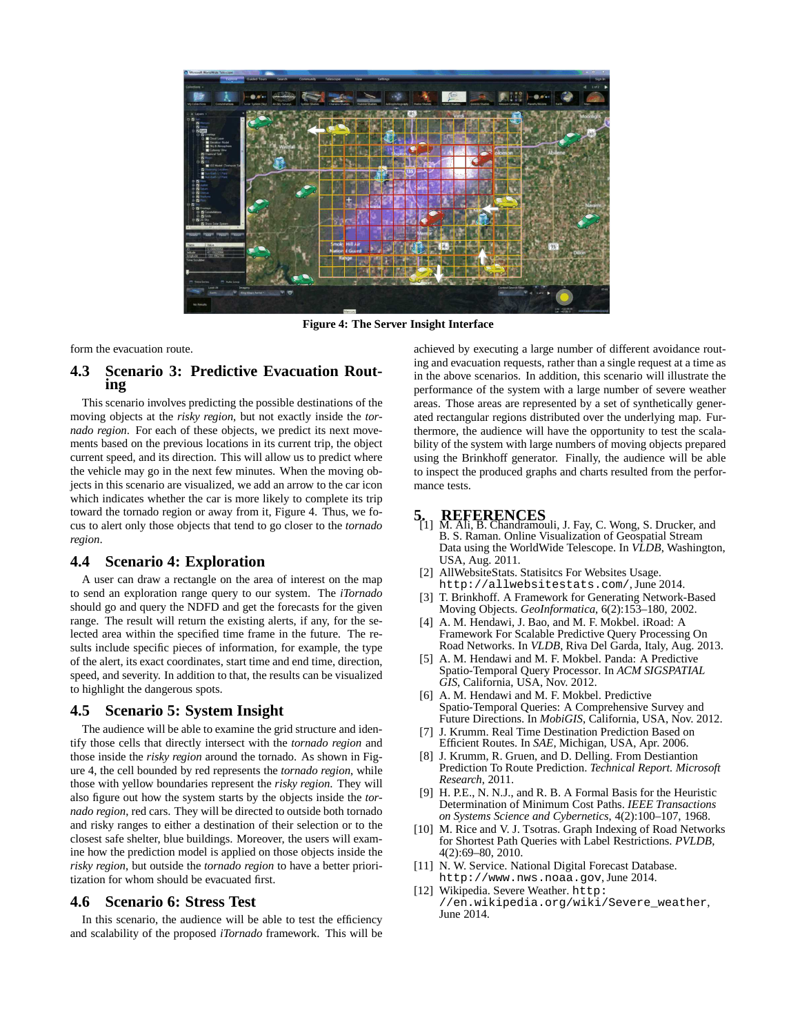Figure 4: The Server Insight Interface

form the evacuation route.

### 4.3 Scenario 3: Predictive Evacuation Routing

This scenario involves predicting the possible destinations of the moving objects at the *risky region*, but not exactly inside the *tornado region*. For each of these objects, we predict its next movements based on the previous locations in its current trip, the object current speed, and its direction. This will allow us to predict where the vehicle may go in the next few minutes. When the moving objects in this scenario are visualized, we add an arrow to the car icon which indicates whether the car is more likely to complete its trip toward the tornado region or away from it, Figure 4. Thus, we focus to alert only those objects that tend to go closer to the *tornado region*.

### 4.4 Scenario 4: Exploration

A user can draw a rectangle on the area of interest on the map to send an exploration range query to our system. The *iTornado* should go and query the NDFD and get the forecasts for the given range. The result will return the existing alerts, if any, for the selected area within the specified time frame in the future. The results include specific pieces of information, for example, the type of the alert, its exact coordinates, start time and end time, direction, speed, and severity. In addition to that, the results can be visualized to highlight the dangerous spots.

### 4.5 Scenario 5: System Insight

The audience will be able to examine the grid structure and identify those cells that directly intersect with the *tornado region* and those inside the *risky region* around the tornado. As shown in Figure 4, the cell bounded by red represents the *tornado region*, while those with yellow boundaries represent the *risky region*. They will also figure out how the system starts by the objects inside the *tornado region*, red cars. They will be directed to outside both tornado and risky ranges to either a destination of their selection or to the closest safe shelter, blue buildings. Moreover, the users will examine how the prediction model is applied on those objects inside the *risky region*, but outside the *tornado region* to have a better prioritization for whom should be evacuated first.

### 4.6 Scenario 6: Stress Test

In this scenario, the audience will be able to test the efficiency and scalability of the proposed *iTornado* framework. This will be achieved by executing a large number of different avoidance routing and evacuation requests, rather than a single request at a time as in the above scenarios. In addition, this scenario will illustrate the performance of the system with a large number of severe weather areas. Those areas are represented by a set of synthetically generated rectangular regions distributed over the underlying map. Furthermore, the audience will have the opportunity to test the scalability of the system with large numbers of moving objects prepared using the Brinkhoff generator. Finally, the audience will be able to inspect the produced graphs and charts resulted from the performance tests.

## 5. REFERENCES

[1] M. Ali, B. Chandramouli, J. Fay, C. Wong, S. Drucker, and B. S. Raman. Online Visualization of Geospatial Stream Data using the WorldWide Telescope. In *VLDB*, Washington, USA, Aug. 2011.

[2] AllWebsiteStats. Statisitcs For Websites Usage. http://allwebsitestats.com/, June 2014.

[3] T. Brinkhoff. A Framework for Generating Network-Based Moving Objects. *GeoInformatica*, 6(2):153–180, 2002.

[4] A. M. Hendawi, J. Bao, and M. F. Mokbel. iRoad: A Framework For Scalable Predictive Query Processing On Road Networks. In *VLDB*, Riva Del Garda, Italy, Aug. 2013.

[5] A. M. Hendawi and M. F. Mokbel. Panda: A Predictive Spatio-Temporal Query Processor. In *ACM SIGSPATIAL GIS*, California, USA, Nov. 2012.

[6] A. M. Hendawi and M. F. Mokbel. Predictive Spatio-Temporal Queries: A Comprehensive Survey and Future Directions. In *MobiGIS*, California, USA, Nov. 2012.

[7] J. Krumm. Real Time Destination Prediction Based on Efficient Routes. In *SAE*, Michigan, USA, Apr. 2006.

[8] J. Krumm, R. Gruen, and D. Delling. From Destiantion Prediction To Route Prediction. *Technical Report. Microsoft Research*, 2011.

[9] H. P.E., N. N.J., and R. B. A Formal Basis for the Heuristic Determination of Minimum Cost Paths. *IEEE Transactions on Systems Science and Cybernetics*, 4(2):100–107, 1968.

[10] M. Rice and V. J. Tsotras. Graph Indexing of Road Networks for Shortest Path Queries with Label Restrictions. *PVLDB*, 4(2):69–80, 2010.

[11] N. W. Service. National Digital Forecast Database. http://www.nws.noaa.gov, June 2014.

[12] Wikipedia. Severe Weather. http://en.wikipedia.org/wiki/Severe_weather, June 2014.